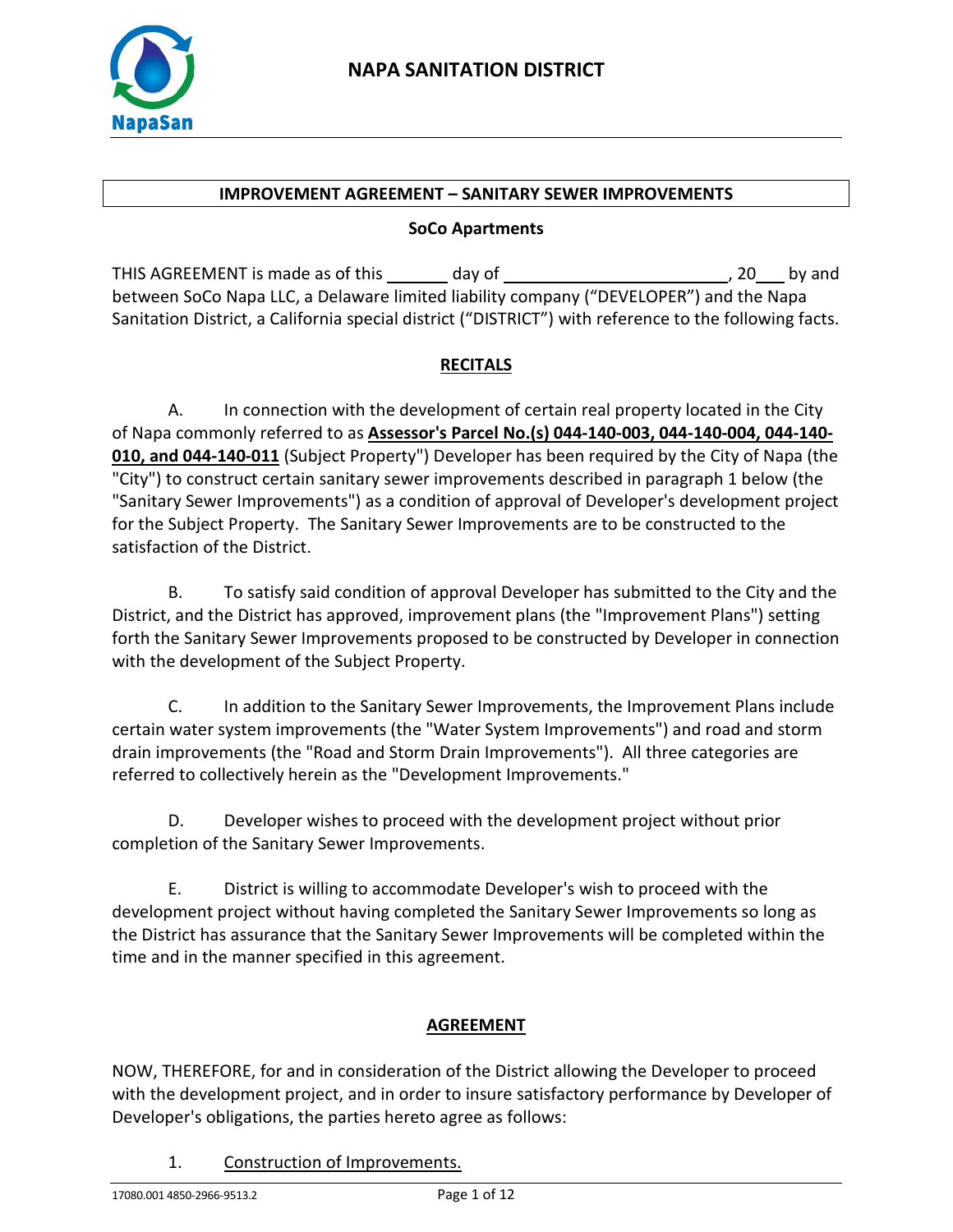# NAPA SANITATION DISTRICT

## IMPROVEMENT AGREEMENT – SANITARY SEWER IMPROVEMENTS

**SoCo Apartments**

THIS AGREEMENT is made as of this _______ day of _________________________, 20___ by and between SoCo Napa LLC, a Delaware limited liability company ("DEVELOPER") and the Napa Sanitation District, a California special district ("DISTRICT") with reference to the following facts.

## RECITALS

A. In connection with the development of certain real property located in the City of Napa commonly referred to as **Assessor's Parcel No.(s) 044-140-003, 044-140-004, 044-140-010, and 044-140-011** (Subject Property") Developer has been required by the City of Napa (the "City") to construct certain sanitary sewer improvements described in paragraph 1 below (the "Sanitary Sewer Improvements") as a condition of approval of Developer's development project for the Subject Property. The Sanitary Sewer Improvements are to be constructed to the satisfaction of the District.

B. To satisfy said condition of approval Developer has submitted to the City and the District, and the District has approved, improvement plans (the "Improvement Plans") setting forth the Sanitary Sewer Improvements proposed to be constructed by Developer in connection with the development of the Subject Property.

C. In addition to the Sanitary Sewer Improvements, the Improvement Plans include certain water system improvements (the "Water System Improvements") and road and storm drain improvements (the "Road and Storm Drain Improvements"). All three categories are referred to collectively herein as the "Development Improvements."

D. Developer wishes to proceed with the development project without prior completion of the Sanitary Sewer Improvements.

E. District is willing to accommodate Developer's wish to proceed with the development project without having completed the Sanitary Sewer Improvements so long as the District has assurance that the Sanitary Sewer Improvements will be completed within the time and in the manner specified in this agreement.

## AGREEMENT

NOW, THEREFORE, for and in consideration of the District allowing the Developer to proceed with the development project, and in order to insure satisfactory performance by Developer of Developer's obligations, the parties hereto agree as follows:

1. Construction of Improvements.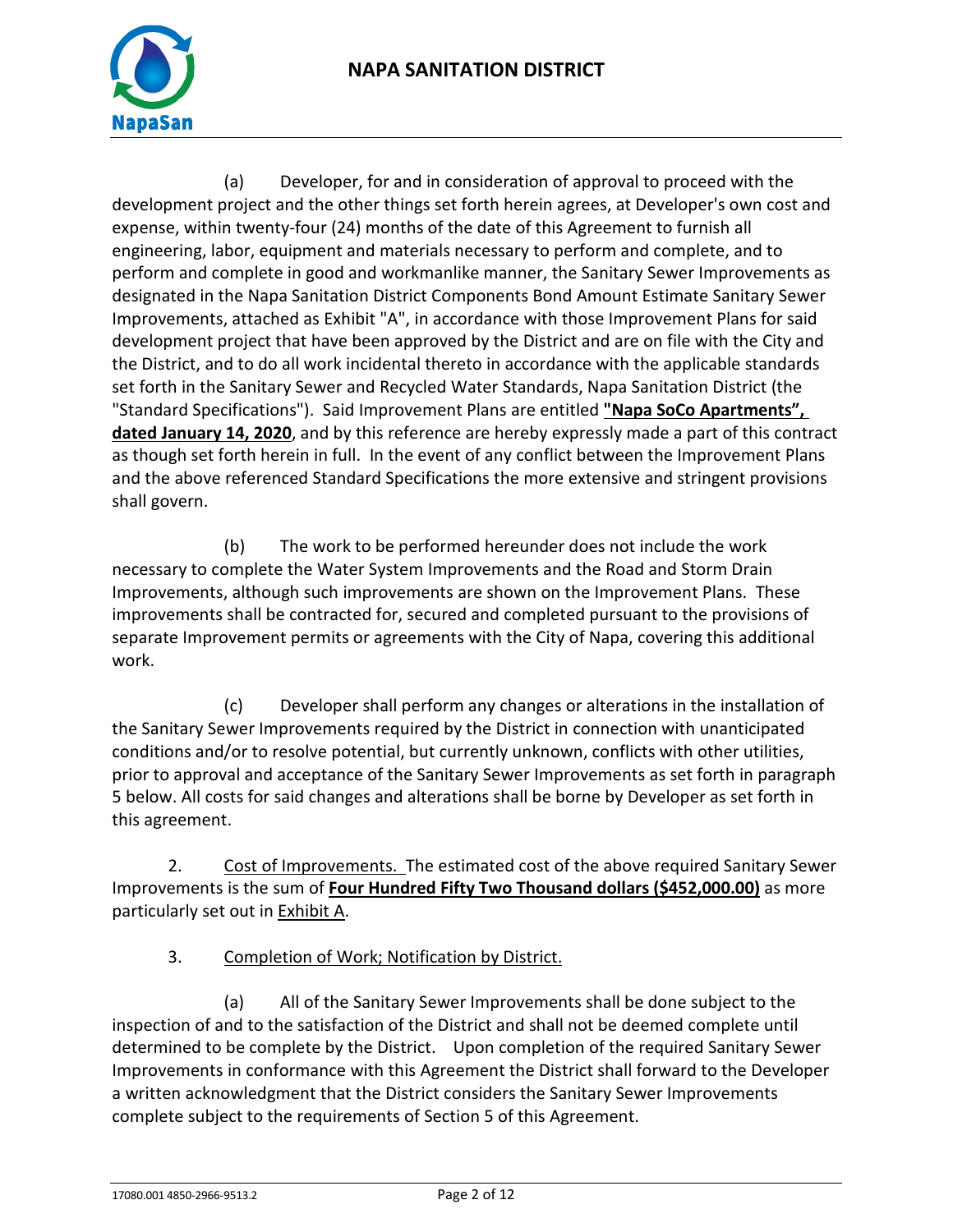(a) Developer, for and in consideration of approval to proceed with the development project and the other things set forth herein agrees, at Developer's own cost and expense, within twenty-four (24) months of the date of this Agreement to furnish all engineering, labor, equipment and materials necessary to perform and complete, and to perform and complete in good and workmanlike manner, the Sanitary Sewer Improvements as designated in the Napa Sanitation District Components Bond Amount Estimate Sanitary Sewer Improvements, attached as Exhibit "A", in accordance with those Improvement Plans for said development project that have been approved by the District and are on file with the City and the District, and to do all work incidental thereto in accordance with the applicable standards set forth in the Sanitary Sewer and Recycled Water Standards, Napa Sanitation District (the "Standard Specifications"). Said Improvement Plans are entitled **"Napa SoCo Apartments", dated January 14, 2020**, and by this reference are hereby expressly made a part of this contract as though set forth herein in full. In the event of any conflict between the Improvement Plans and the above referenced Standard Specifications the more extensive and stringent provisions shall govern.

(b) The work to be performed hereunder does not include the work necessary to complete the Water System Improvements and the Road and Storm Drain Improvements, although such improvements are shown on the Improvement Plans. These improvements shall be contracted for, secured and completed pursuant to the provisions of separate Improvement permits or agreements with the City of Napa, covering this additional work.

(c) Developer shall perform any changes or alterations in the installation of the Sanitary Sewer Improvements required by the District in connection with unanticipated conditions and/or to resolve potential, but currently unknown, conflicts with other utilities, prior to approval and acceptance of the Sanitary Sewer Improvements as set forth in paragraph 5 below. All costs for said changes and alterations shall be borne by Developer as set forth in this agreement.

2. Cost of Improvements. The estimated cost of the above required Sanitary Sewer Improvements is the sum of **Four Hundred Fifty Two Thousand dollars ($452,000.00)** as more particularly set out in Exhibit A.

3. Completion of Work; Notification by District.

(a) All of the Sanitary Sewer Improvements shall be done subject to the inspection of and to the satisfaction of the District and shall not be deemed complete until determined to be complete by the District. Upon completion of the required Sanitary Sewer Improvements in conformance with this Agreement the District shall forward to the Developer a written acknowledgment that the District considers the Sanitary Sewer Improvements complete subject to the requirements of Section 5 of this Agreement.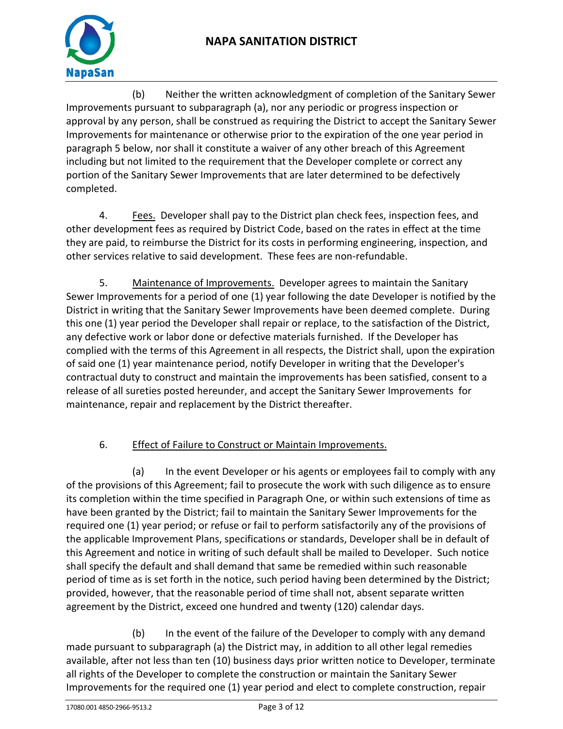(b) Neither the written acknowledgment of completion of the Sanitary Sewer Improvements pursuant to subparagraph (a), nor any periodic or progress inspection or approval by any person, shall be construed as requiring the District to accept the Sanitary Sewer Improvements for maintenance or otherwise prior to the expiration of the one year period in paragraph 5 below, nor shall it constitute a waiver of any other breach of this Agreement including but not limited to the requirement that the Developer complete or correct any portion of the Sanitary Sewer Improvements that are later determined to be defectively completed.

4. Fees. Developer shall pay to the District plan check fees, inspection fees, and other development fees as required by District Code, based on the rates in effect at the time they are paid, to reimburse the District for its costs in performing engineering, inspection, and other services relative to said development. These fees are non-refundable.

5. Maintenance of Improvements. Developer agrees to maintain the Sanitary Sewer Improvements for a period of one (1) year following the date Developer is notified by the District in writing that the Sanitary Sewer Improvements have been deemed complete. During this one (1) year period the Developer shall repair or replace, to the satisfaction of the District, any defective work or labor done or defective materials furnished. If the Developer has complied with the terms of this Agreement in all respects, the District shall, upon the expiration of said one (1) year maintenance period, notify Developer in writing that the Developer's contractual duty to construct and maintain the improvements has been satisfied, consent to a release of all sureties posted hereunder, and accept the Sanitary Sewer Improvements for maintenance, repair and replacement by the District thereafter.

6. Effect of Failure to Construct or Maintain Improvements.

(a) In the event Developer or his agents or employees fail to comply with any of the provisions of this Agreement; fail to prosecute the work with such diligence as to ensure its completion within the time specified in Paragraph One, or within such extensions of time as have been granted by the District; fail to maintain the Sanitary Sewer Improvements for the required one (1) year period; or refuse or fail to perform satisfactorily any of the provisions of the applicable Improvement Plans, specifications or standards, Developer shall be in default of this Agreement and notice in writing of such default shall be mailed to Developer. Such notice shall specify the default and shall demand that same be remedied within such reasonable period of time as is set forth in the notice, such period having been determined by the District; provided, however, that the reasonable period of time shall not, absent separate written agreement by the District, exceed one hundred and twenty (120) calendar days.

(b) In the event of the failure of the Developer to comply with any demand made pursuant to subparagraph (a) the District may, in addition to all other legal remedies available, after not less than ten (10) business days prior written notice to Developer, terminate all rights of the Developer to complete the construction or maintain the Sanitary Sewer Improvements for the required one (1) year period and elect to complete construction, repair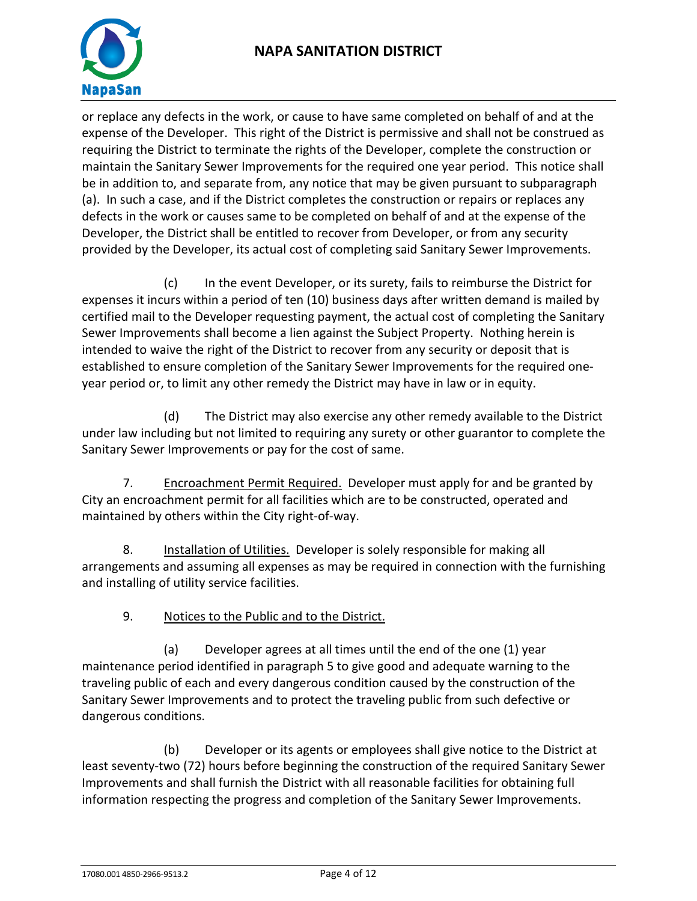or replace any defects in the work, or cause to have same completed on behalf of and at the expense of the Developer. This right of the District is permissive and shall not be construed as requiring the District to terminate the rights of the Developer, complete the construction or maintain the Sanitary Sewer Improvements for the required one year period. This notice shall be in addition to, and separate from, any notice that may be given pursuant to subparagraph (a). In such a case, and if the District completes the construction or repairs or replaces any defects in the work or causes same to be completed on behalf of and at the expense of the Developer, the District shall be entitled to recover from Developer, or from any security provided by the Developer, its actual cost of completing said Sanitary Sewer Improvements.

(c) In the event Developer, or its surety, fails to reimburse the District for expenses it incurs within a period of ten (10) business days after written demand is mailed by certified mail to the Developer requesting payment, the actual cost of completing the Sanitary Sewer Improvements shall become a lien against the Subject Property. Nothing herein is intended to waive the right of the District to recover from any security or deposit that is established to ensure completion of the Sanitary Sewer Improvements for the required one-year period or, to limit any other remedy the District may have in law or in equity.

(d) The District may also exercise any other remedy available to the District under law including but not limited to requiring any surety or other guarantor to complete the Sanitary Sewer Improvements or pay for the cost of same.

7. Encroachment Permit Required. Developer must apply for and be granted by City an encroachment permit for all facilities which are to be constructed, operated and maintained by others within the City right-of-way.

8. Installation of Utilities. Developer is solely responsible for making all arrangements and assuming all expenses as may be required in connection with the furnishing and installing of utility service facilities.

9. Notices to the Public and to the District.

(a) Developer agrees at all times until the end of the one (1) year maintenance period identified in paragraph 5 to give good and adequate warning to the traveling public of each and every dangerous condition caused by the construction of the Sanitary Sewer Improvements and to protect the traveling public from such defective or dangerous conditions.

(b) Developer or its agents or employees shall give notice to the District at least seventy-two (72) hours before beginning the construction of the required Sanitary Sewer Improvements and shall furnish the District with all reasonable facilities for obtaining full information respecting the progress and completion of the Sanitary Sewer Improvements.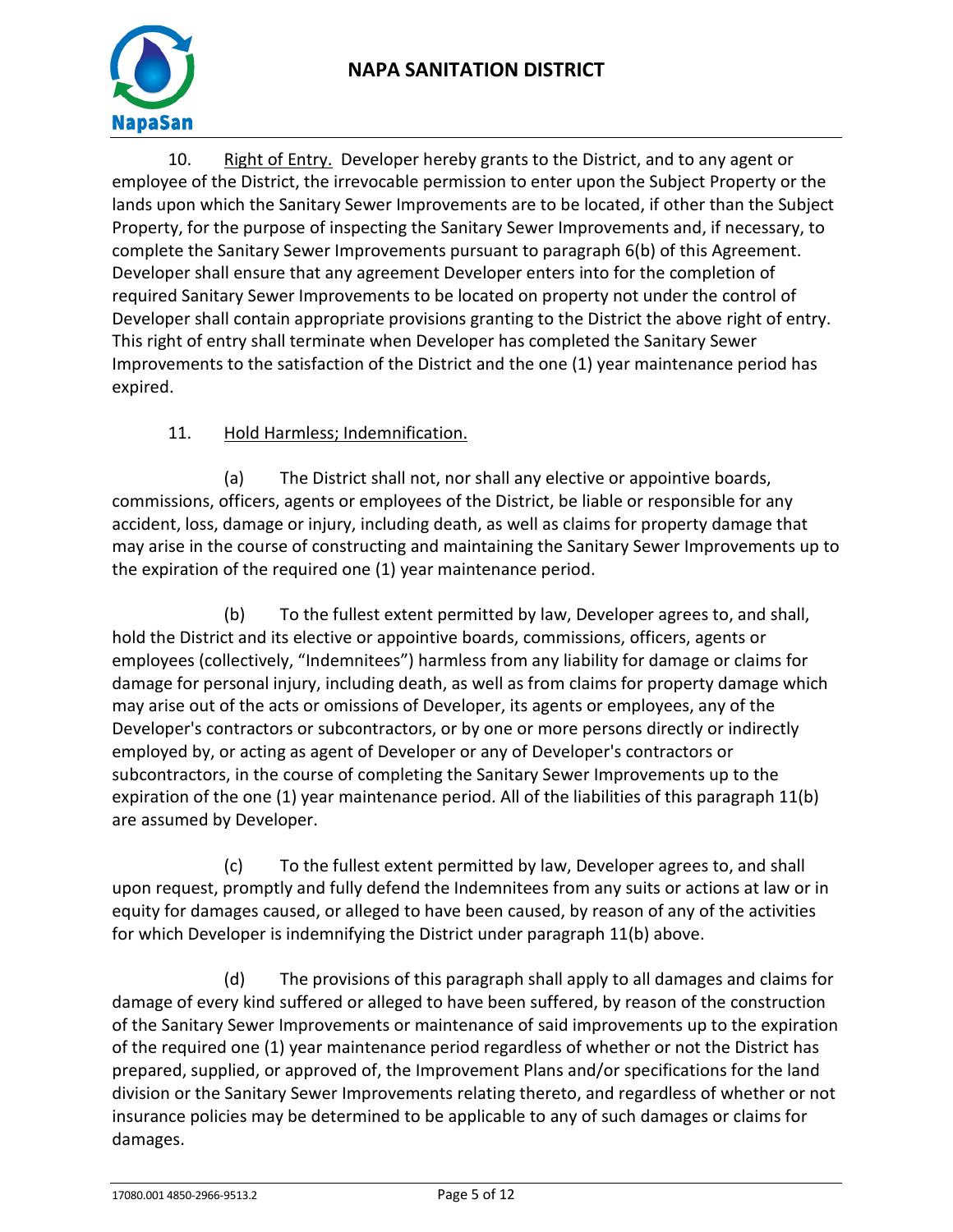10. Right of Entry. Developer hereby grants to the District, and to any agent or employee of the District, the irrevocable permission to enter upon the Subject Property or the lands upon which the Sanitary Sewer Improvements are to be located, if other than the Subject Property, for the purpose of inspecting the Sanitary Sewer Improvements and, if necessary, to complete the Sanitary Sewer Improvements pursuant to paragraph 6(b) of this Agreement. Developer shall ensure that any agreement Developer enters into for the completion of required Sanitary Sewer Improvements to be located on property not under the control of Developer shall contain appropriate provisions granting to the District the above right of entry. This right of entry shall terminate when Developer has completed the Sanitary Sewer Improvements to the satisfaction of the District and the one (1) year maintenance period has expired.

11. Hold Harmless; Indemnification.

(a) The District shall not, nor shall any elective or appointive boards, commissions, officers, agents or employees of the District, be liable or responsible for any accident, loss, damage or injury, including death, as well as claims for property damage that may arise in the course of constructing and maintaining the Sanitary Sewer Improvements up to the expiration of the required one (1) year maintenance period.

(b) To the fullest extent permitted by law, Developer agrees to, and shall, hold the District and its elective or appointive boards, commissions, officers, agents or employees (collectively, "Indemnitees") harmless from any liability for damage or claims for damage for personal injury, including death, as well as from claims for property damage which may arise out of the acts or omissions of Developer, its agents or employees, any of the Developer's contractors or subcontractors, or by one or more persons directly or indirectly employed by, or acting as agent of Developer or any of Developer's contractors or subcontractors, in the course of completing the Sanitary Sewer Improvements up to the expiration of the one (1) year maintenance period. All of the liabilities of this paragraph 11(b) are assumed by Developer.

(c) To the fullest extent permitted by law, Developer agrees to, and shall upon request, promptly and fully defend the Indemnitees from any suits or actions at law or in equity for damages caused, or alleged to have been caused, by reason of any of the activities for which Developer is indemnifying the District under paragraph 11(b) above.

(d) The provisions of this paragraph shall apply to all damages and claims for damage of every kind suffered or alleged to have been suffered, by reason of the construction of the Sanitary Sewer Improvements or maintenance of said improvements up to the expiration of the required one (1) year maintenance period regardless of whether or not the District has prepared, supplied, or approved of, the Improvement Plans and/or specifications for the land division or the Sanitary Sewer Improvements relating thereto, and regardless of whether or not insurance policies may be determined to be applicable to any of such damages or claims for damages.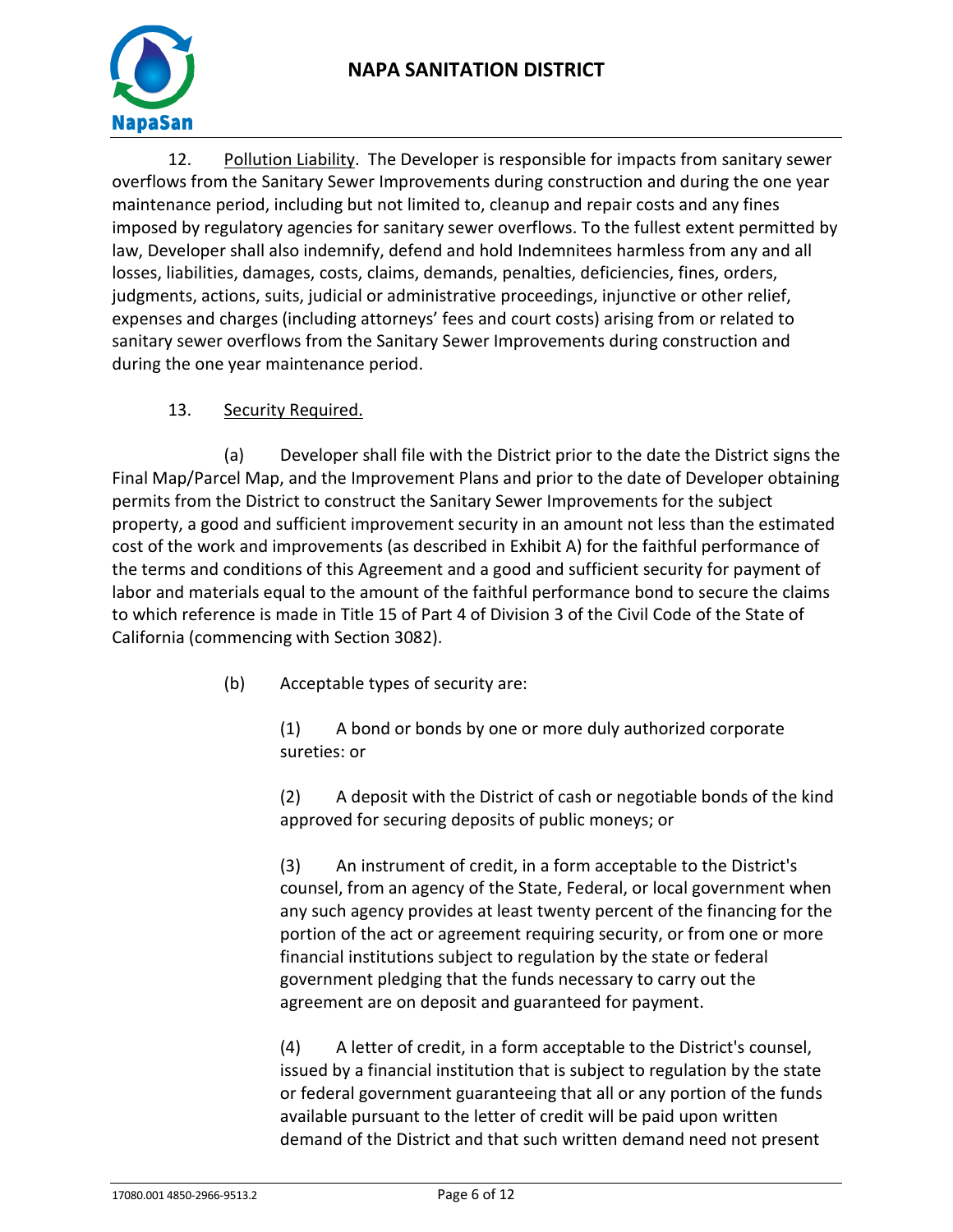12. Pollution Liability. The Developer is responsible for impacts from sanitary sewer overflows from the Sanitary Sewer Improvements during construction and during the one year maintenance period, including but not limited to, cleanup and repair costs and any fines imposed by regulatory agencies for sanitary sewer overflows. To the fullest extent permitted by law, Developer shall also indemnify, defend and hold Indemnitees harmless from any and all losses, liabilities, damages, costs, claims, demands, penalties, deficiencies, fines, orders, judgments, actions, suits, judicial or administrative proceedings, injunctive or other relief, expenses and charges (including attorneys' fees and court costs) arising from or related to sanitary sewer overflows from the Sanitary Sewer Improvements during construction and during the one year maintenance period.

13. Security Required.

(a) Developer shall file with the District prior to the date the District signs the Final Map/Parcel Map, and the Improvement Plans and prior to the date of Developer obtaining permits from the District to construct the Sanitary Sewer Improvements for the subject property, a good and sufficient improvement security in an amount not less than the estimated cost of the work and improvements (as described in Exhibit A) for the faithful performance of the terms and conditions of this Agreement and a good and sufficient security for payment of labor and materials equal to the amount of the faithful performance bond to secure the claims to which reference is made in Title 15 of Part 4 of Division 3 of the Civil Code of the State of California (commencing with Section 3082).

(b) Acceptable types of security are:

(1) A bond or bonds by one or more duly authorized corporate sureties: or

(2) A deposit with the District of cash or negotiable bonds of the kind approved for securing deposits of public moneys; or

(3) An instrument of credit, in a form acceptable to the District's counsel, from an agency of the State, Federal, or local government when any such agency provides at least twenty percent of the financing for the portion of the act or agreement requiring security, or from one or more financial institutions subject to regulation by the state or federal government pledging that the funds necessary to carry out the agreement are on deposit and guaranteed for payment.

(4) A letter of credit, in a form acceptable to the District's counsel, issued by a financial institution that is subject to regulation by the state or federal government guaranteeing that all or any portion of the funds available pursuant to the letter of credit will be paid upon written demand of the District and that such written demand need not present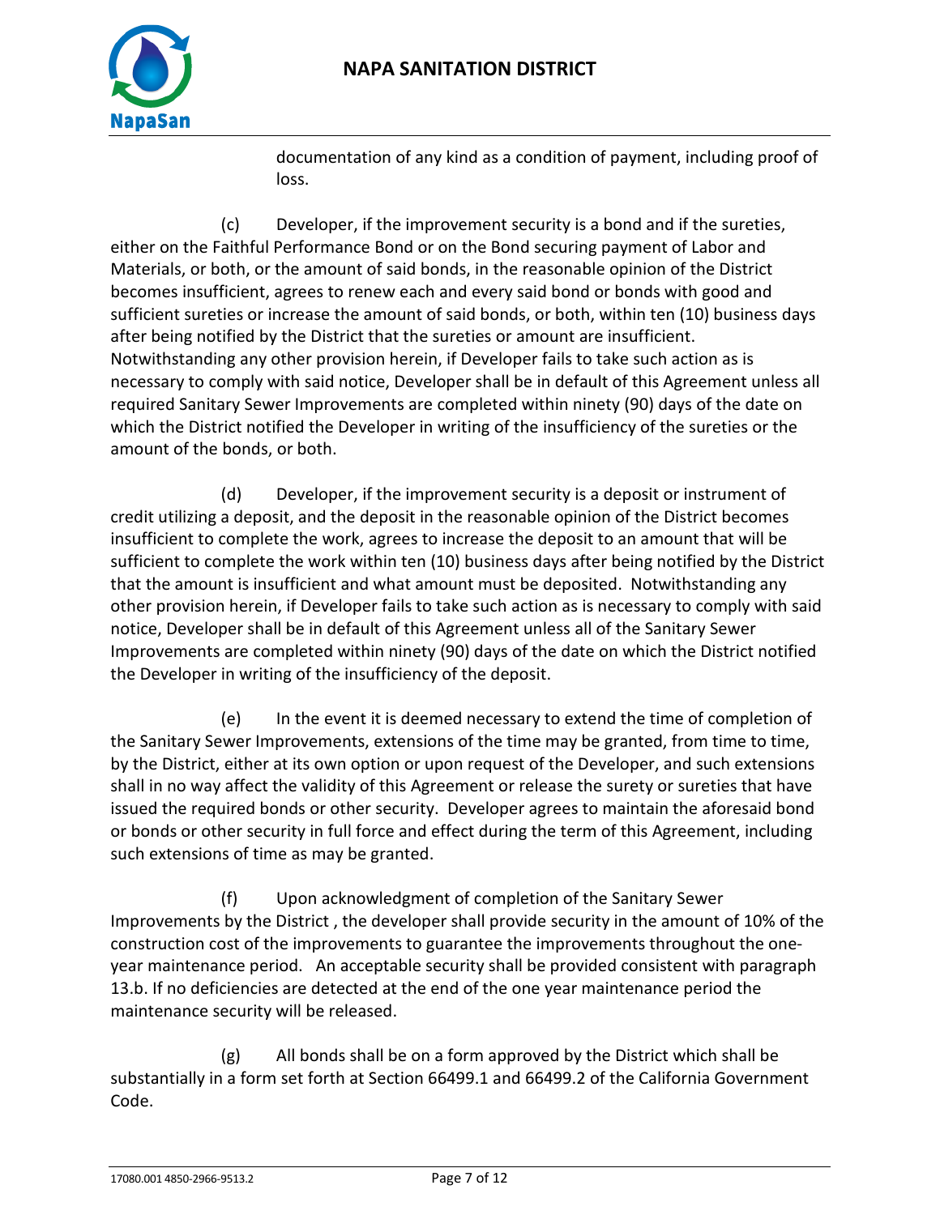documentation of any kind as a condition of payment, including proof of loss.

(c) Developer, if the improvement security is a bond and if the sureties, either on the Faithful Performance Bond or on the Bond securing payment of Labor and Materials, or both, or the amount of said bonds, in the reasonable opinion of the District becomes insufficient, agrees to renew each and every said bond or bonds with good and sufficient sureties or increase the amount of said bonds, or both, within ten (10) business days after being notified by the District that the sureties or amount are insufficient. Notwithstanding any other provision herein, if Developer fails to take such action as is necessary to comply with said notice, Developer shall be in default of this Agreement unless all required Sanitary Sewer Improvements are completed within ninety (90) days of the date on which the District notified the Developer in writing of the insufficiency of the sureties or the amount of the bonds, or both.

(d) Developer, if the improvement security is a deposit or instrument of credit utilizing a deposit, and the deposit in the reasonable opinion of the District becomes insufficient to complete the work, agrees to increase the deposit to an amount that will be sufficient to complete the work within ten (10) business days after being notified by the District that the amount is insufficient and what amount must be deposited. Notwithstanding any other provision herein, if Developer fails to take such action as is necessary to comply with said notice, Developer shall be in default of this Agreement unless all of the Sanitary Sewer Improvements are completed within ninety (90) days of the date on which the District notified the Developer in writing of the insufficiency of the deposit.

(e) In the event it is deemed necessary to extend the time of completion of the Sanitary Sewer Improvements, extensions of the time may be granted, from time to time, by the District, either at its own option or upon request of the Developer, and such extensions shall in no way affect the validity of this Agreement or release the surety or sureties that have issued the required bonds or other security. Developer agrees to maintain the aforesaid bond or bonds or other security in full force and effect during the term of this Agreement, including such extensions of time as may be granted.

(f) Upon acknowledgment of completion of the Sanitary Sewer Improvements by the District , the developer shall provide security in the amount of 10% of the construction cost of the improvements to guarantee the improvements throughout the one-year maintenance period. An acceptable security shall be provided consistent with paragraph 13.b. If no deficiencies are detected at the end of the one year maintenance period the maintenance security will be released.

(g) All bonds shall be on a form approved by the District which shall be substantially in a form set forth at Section 66499.1 and 66499.2 of the California Government Code.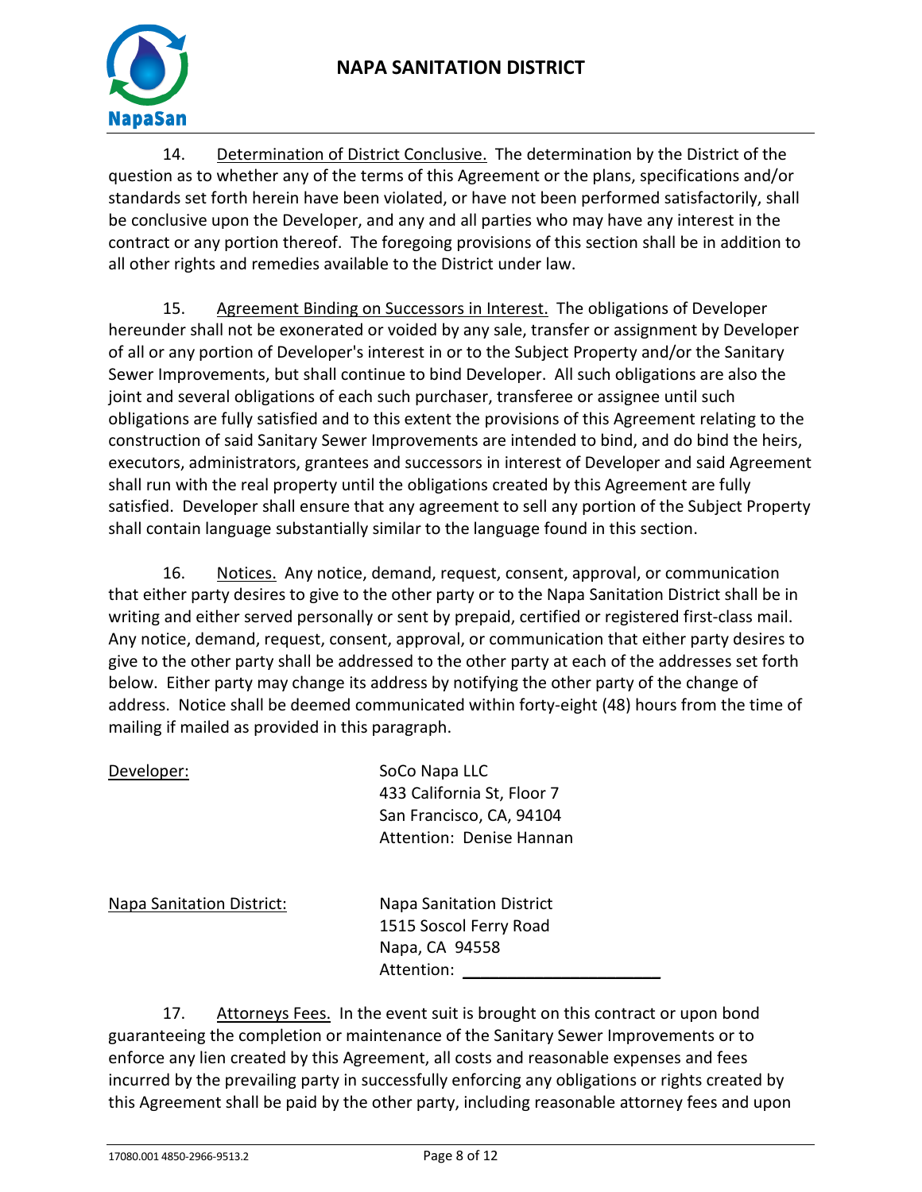14. Determination of District Conclusive. The determination by the District of the question as to whether any of the terms of this Agreement or the plans, specifications and/or standards set forth herein have been violated, or have not been performed satisfactorily, shall be conclusive upon the Developer, and any and all parties who may have any interest in the contract or any portion thereof. The foregoing provisions of this section shall be in addition to all other rights and remedies available to the District under law.

15. Agreement Binding on Successors in Interest. The obligations of Developer hereunder shall not be exonerated or voided by any sale, transfer or assignment by Developer of all or any portion of Developer's interest in or to the Subject Property and/or the Sanitary Sewer Improvements, but shall continue to bind Developer. All such obligations are also the joint and several obligations of each such purchaser, transferee or assignee until such obligations are fully satisfied and to this extent the provisions of this Agreement relating to the construction of said Sanitary Sewer Improvements are intended to bind, and do bind the heirs, executors, administrators, grantees and successors in interest of Developer and said Agreement shall run with the real property until the obligations created by this Agreement are fully satisfied. Developer shall ensure that any agreement to sell any portion of the Subject Property shall contain language substantially similar to the language found in this section.

16. Notices. Any notice, demand, request, consent, approval, or communication that either party desires to give to the other party or to the Napa Sanitation District shall be in writing and either served personally or sent by prepaid, certified or registered first-class mail. Any notice, demand, request, consent, approval, or communication that either party desires to give to the other party shall be addressed to the other party at each of the addresses set forth below. Either party may change its address by notifying the other party of the change of address. Notice shall be deemed communicated within forty-eight (48) hours from the time of mailing if mailed as provided in this paragraph.

Developer:

SoCo Napa LLC
433 California St, Floor 7
San Francisco, CA, 94104
Attention: Denise Hannan

Napa Sanitation District:

Napa Sanitation District
1515 Soscol Ferry Road
Napa, CA 94558
Attention: ______________________

17. Attorneys Fees. In the event suit is brought on this contract or upon bond guaranteeing the completion or maintenance of the Sanitary Sewer Improvements or to enforce any lien created by this Agreement, all costs and reasonable expenses and fees incurred by the prevailing party in successfully enforcing any obligations or rights created by this Agreement shall be paid by the other party, including reasonable attorney fees and upon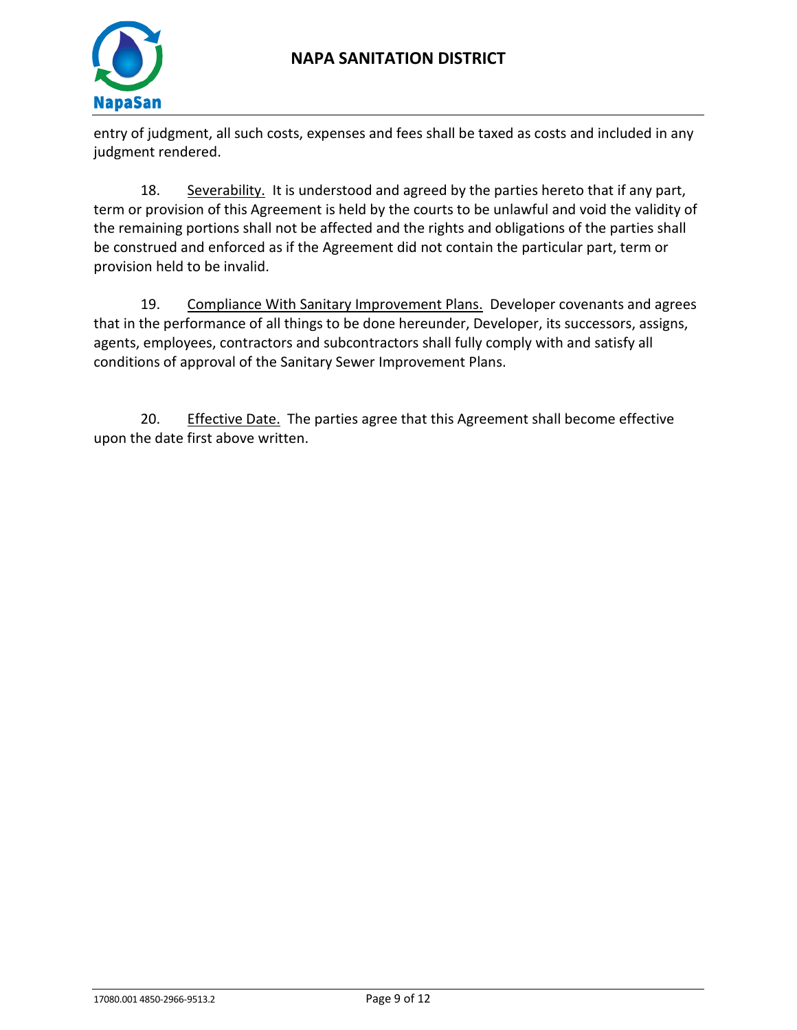entry of judgment, all such costs, expenses and fees shall be taxed as costs and included in any judgment rendered.

18. Severability. It is understood and agreed by the parties hereto that if any part, term or provision of this Agreement is held by the courts to be unlawful and void the validity of the remaining portions shall not be affected and the rights and obligations of the parties shall be construed and enforced as if the Agreement did not contain the particular part, term or provision held to be invalid.

19. Compliance With Sanitary Improvement Plans. Developer covenants and agrees that in the performance of all things to be done hereunder, Developer, its successors, assigns, agents, employees, contractors and subcontractors shall fully comply with and satisfy all conditions of approval of the Sanitary Sewer Improvement Plans.

20. Effective Date. The parties agree that this Agreement shall become effective upon the date first above written.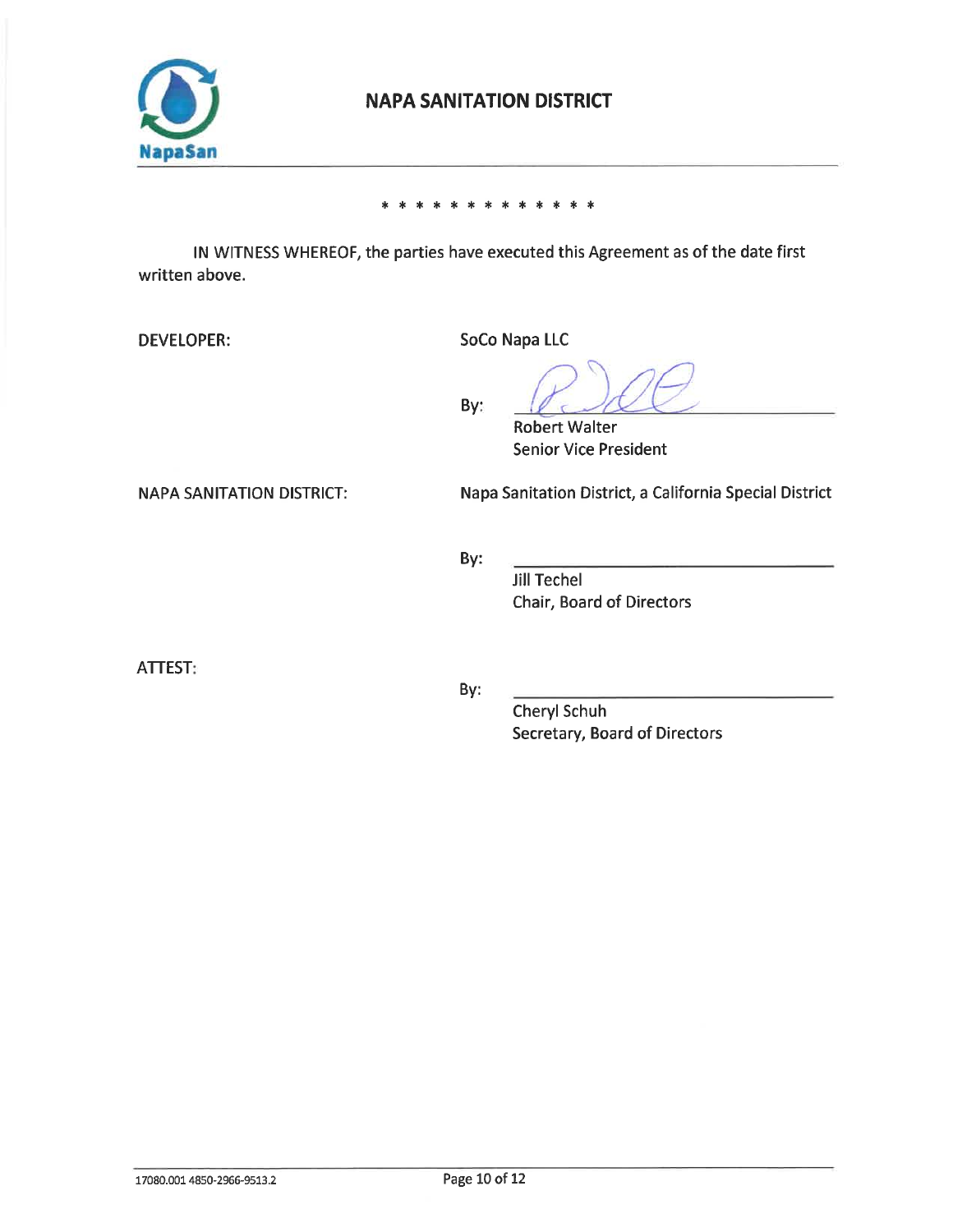**NAPA SANITATION DISTRICT**

\* \* \* \* \* \* \* \* \* \* \* \* \*

IN WITNESS WHEREOF, the parties have executed this Agreement as of the date first written above.

DEVELOPER: SoCo Napa LLC

By: ______________________________
Robert Walter
Senior Vice President

NAPA SANITATION DISTRICT: Napa Sanitation District, a California Special District

By: ______________________________
Jill Techel
Chair, Board of Directors

ATTEST:

By: ______________________________
Cheryl Schuh
Secretary, Board of Directors

17080.001 4850-2966-9513.2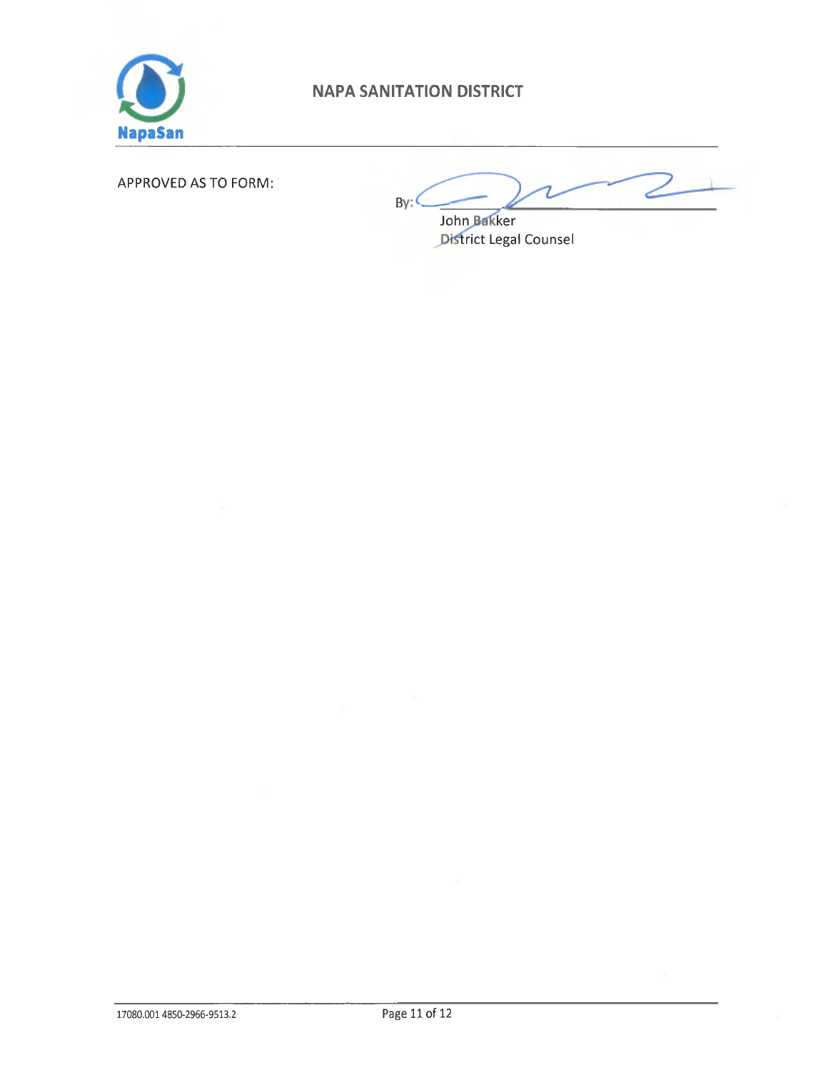**NAPA SANITATION DISTRICT**

APPROVED AS TO FORM:

By: ______________________________
John Bakker
District Legal Counsel

17080.001 4850-2966-9513.2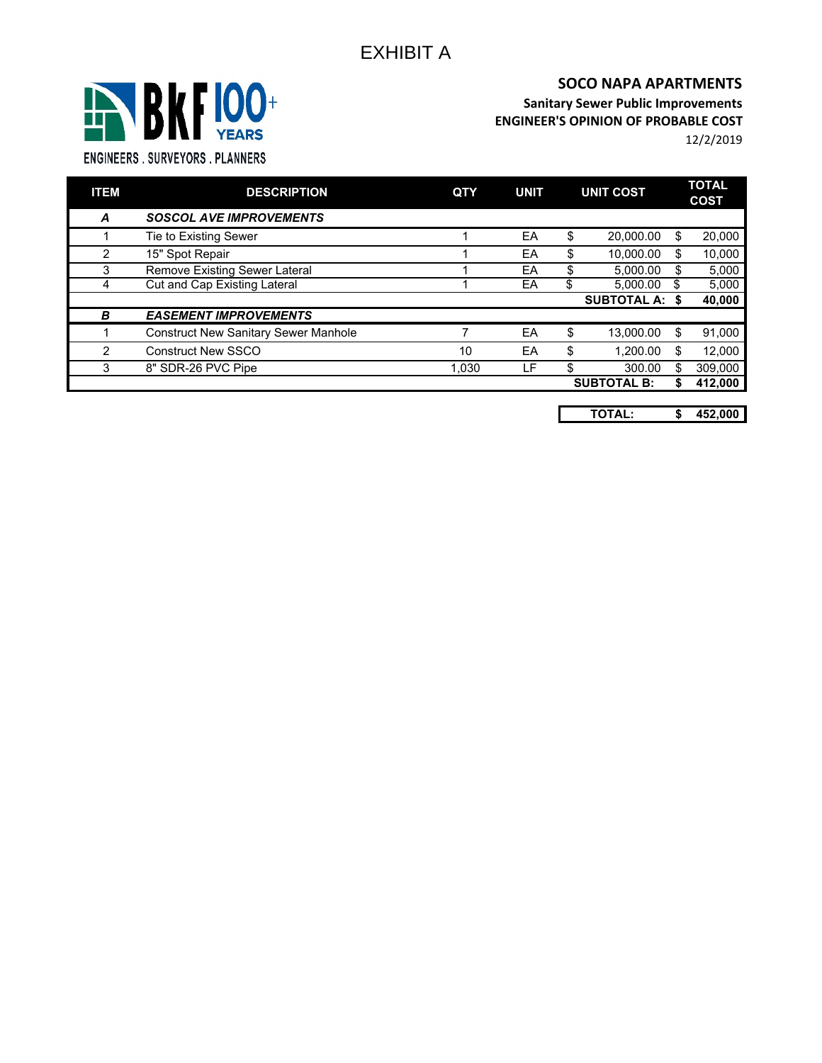# EXHIBIT A

BKF 100+ YEARS
ENGINEERS . SURVEYORS . PLANNERS

**SOCO NAPA APARTMENTS**
**Sanitary Sewer Public Improvements**
**ENGINEER'S OPINION OF PROBABLE COST**
12/2/2019

| ITEM | DESCRIPTION | QTY | UNIT | UNIT COST | TOTAL COST |
|---|---|---|---|---|---|
| ***A*** | ***SOSCOL AVE IMPROVEMENTS*** | | | | |
| 1 | Tie to Existing Sewer | 1 | EA | $ 20,000.00 | $ 20,000 |
| 2 | 15" Spot Repair | 1 | EA | $ 10,000.00 | $ 10,000 |
| 3 | Remove Existing Sewer Lateral | 1 | EA | $ 5,000.00 | $ 5,000 |
| 4 | Cut and Cap Existing Lateral | 1 | EA | $ 5,000.00 | $ 5,000 |
| | | | | **SUBTOTAL A:** | **$ 40,000** |
| ***B*** | ***EASEMENT IMPROVEMENTS*** | | | | |
| 1 | Construct New Sanitary Sewer Manhole | 7 | EA | $ 13,000.00 | $ 91,000 |
| 2 | Construct New SSCO | 10 | EA | $ 1,200.00 | $ 12,000 |
| 3 | 8" SDR-26 PVC Pipe | 1,030 | LF | $ 300.00 | $ 309,000 |
| | | | | **SUBTOTAL B:** | **$ 412,000** |
| | | | | **TOTAL:** | **$ 452,000** |